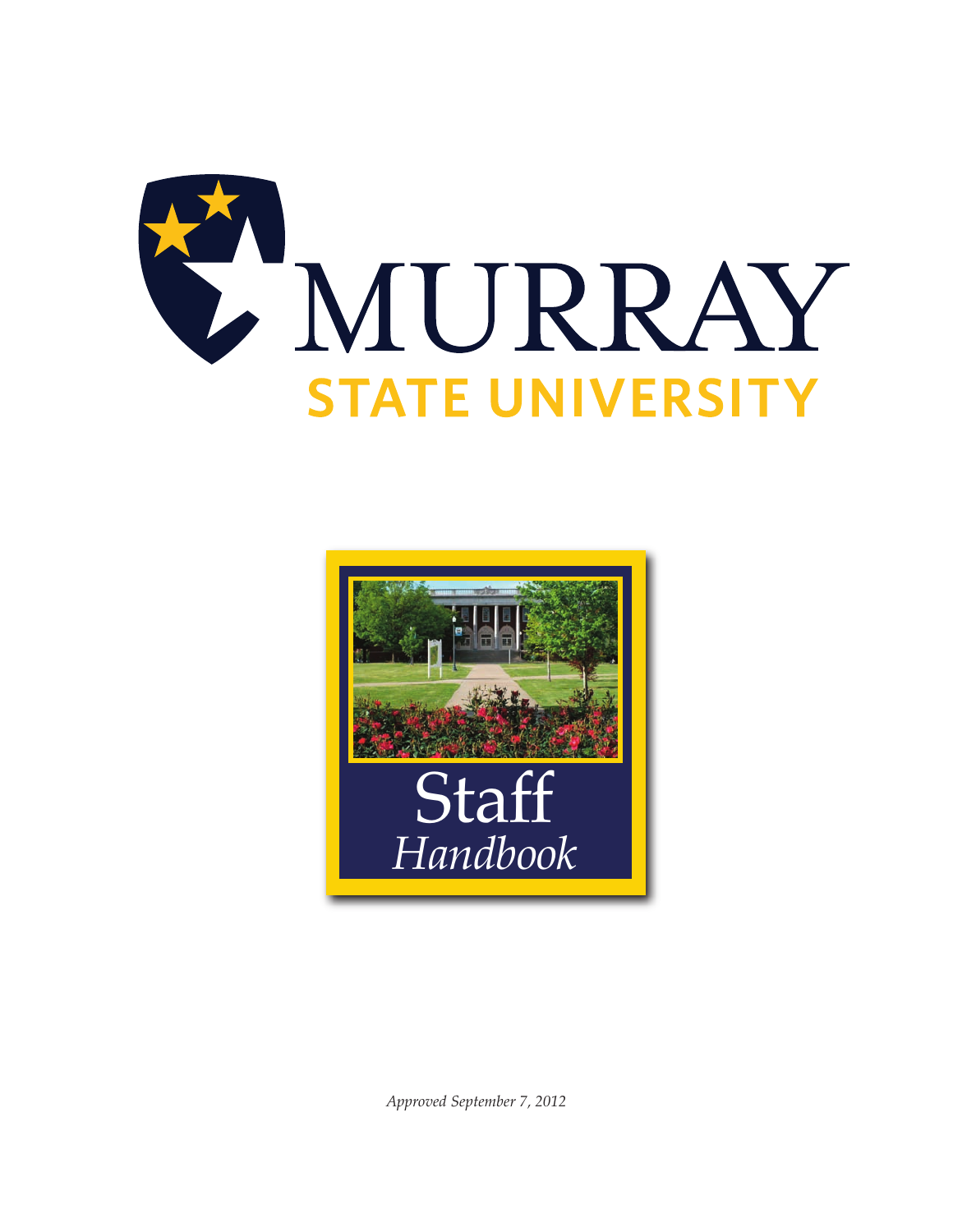# MURRAY STATE UNIVERSITY

# Staff *Handbook*

*Approved September 7, 2012*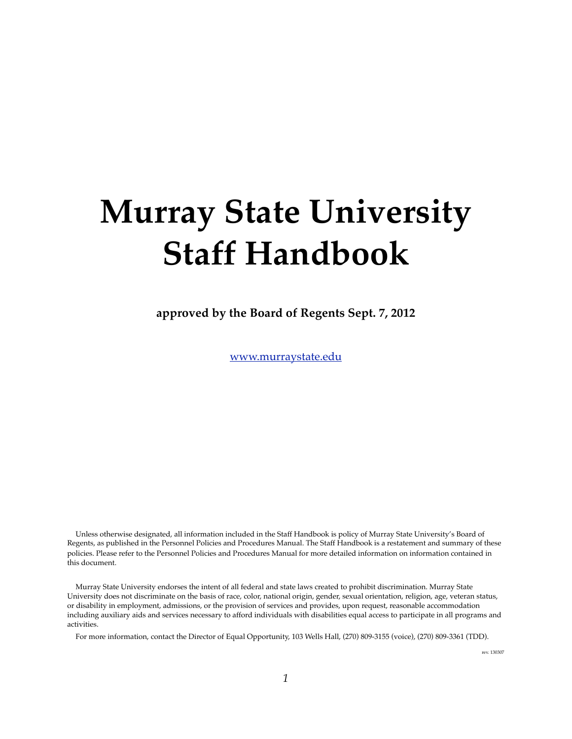# Murray State University Staff Handbook

**approved by the Board of Regents Sept. 7, 2012**

[www.murraystate.edu](http://www.murraystate.edu)

Unless otherwise designated, all information included in the Staff Handbook is policy of Murray State University's Board of Regents, as published in the Personnel Policies and Procedures Manual. The Staff Handbook is a restatement and summary of these policies. Please refer to the Personnel Policies and Procedures Manual for more detailed information on information contained in this document.

Murray State University endorses the intent of all federal and state laws created to prohibit discrimination. Murray State University does not discriminate on the basis of race, color, national origin, gender, sexual orientation, religion, age, veteran status, or disability in employment, admissions, or the provision of services and provides, upon request, reasonable accommodation including auxiliary aids and services necessary to afford individuals with disabilities equal access to participate in all programs and activities.

For more information, contact the Director of Equal Opportunity, 103 Wells Hall, (270) 809-3155 (voice), (270) 809-3361 (TDD).

rev. 130307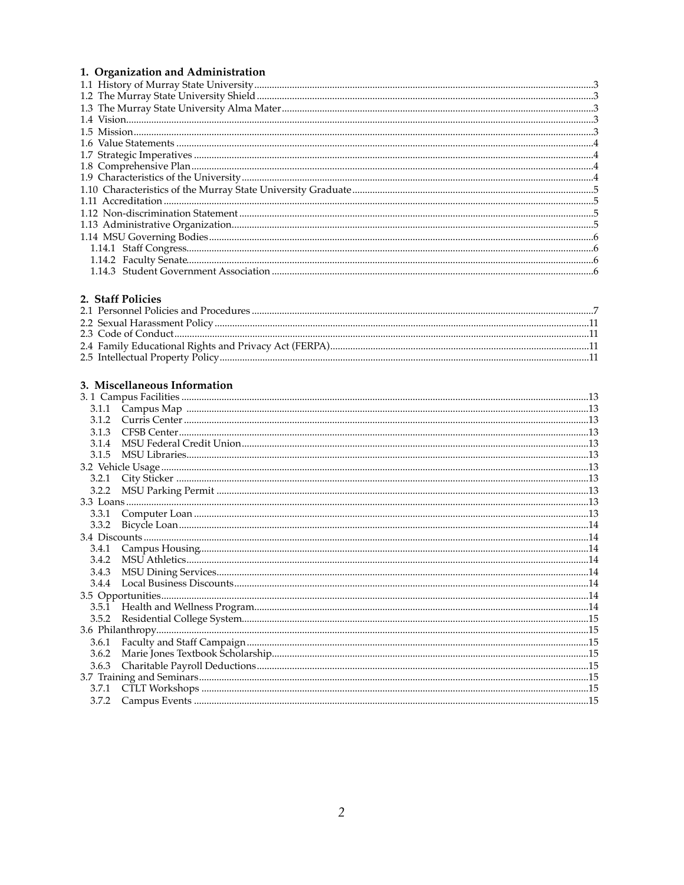## 1. Organization and Administration

1.1 History of Murray State University....3
1.2 The Murray State University Shield....3
1.3 The Murray State University Alma Mater....3
1.4 Vision....3
1.5 Mission....3
1.6 Value Statements....4
1.7 Strategic Imperatives....4
1.8 Comprehensive Plan....4
1.9 Characteristics of the University....4
1.10 Characteristics of the Murray State University Graduate....5
1.11 Accreditation....5
1.12 Non-discrimination Statement....5
1.13 Administrative Organization....5
1.14 MSU Governing Bodies....6
  1.14.1 Staff Congress....6
  1.14.2 Faculty Senate....6
  1.14.3 Student Government Association....6

## 2. Staff Policies

2.1 Personnel Policies and Procedures....7
2.2 Sexual Harassment Policy....11
2.3 Code of Conduct....11
2.4 Family Educational Rights and Privacy Act (FERPA)....11
2.5 Intellectual Property Policy....11

## 3. Miscellaneous Information

3. 1 Campus Facilities....13
  3.1.1 Campus Map....13
  3.1.2 Curris Center....13
  3.1.3 CFSB Center....13
  3.1.4 MSU Federal Credit Union....13
  3.1.5 MSU Libraries....13
3.2 Vehicle Usage....13
  3.2.1 City Sticker....13
  3.2.2 MSU Parking Permit....13
3.3 Loans....13
  3.3.1 Computer Loan....13
  3.3.2 Bicycle Loan....14
3.4 Discounts....14
  3.4.1 Campus Housing....14
  3.4.2 MSU Athletics....14
  3.4.3 MSU Dining Services....14
  3.4.4 Local Business Discounts....14
3.5 Opportunities....14
  3.5.1 Health and Wellness Program....14
  3.5.2 Residential College System....15
3.6 Philanthropy....15
  3.6.1 Faculty and Staff Campaign....15
  3.6.2 Marie Jones Textbook Scholarship....15
  3.6.3 Charitable Payroll Deductions....15
3.7 Training and Seminars....15
  3.7.1 CTLT Workshops....15
  3.7.2 Campus Events....15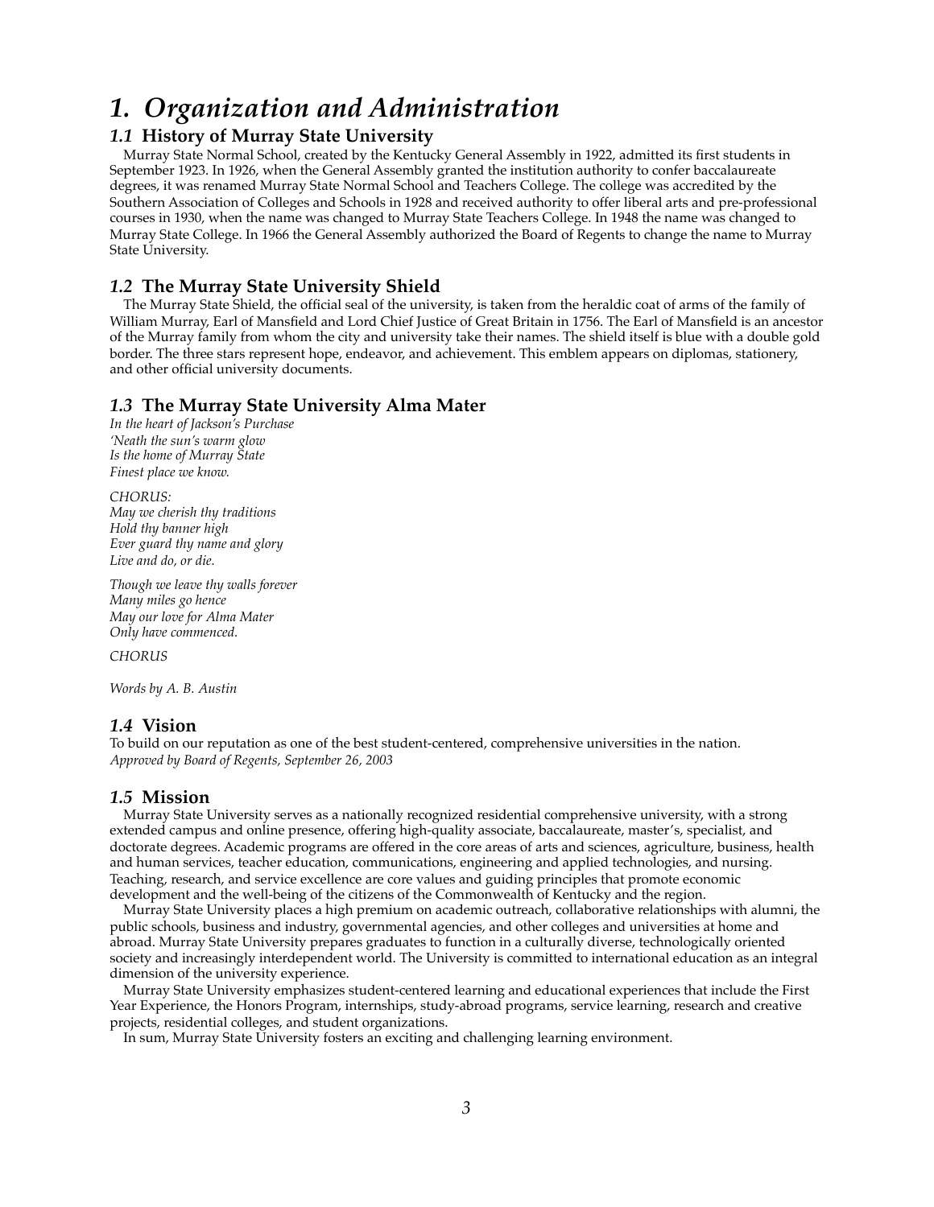# *1. Organization and Administration*

## *1.1* History of Murray State University

Murray State Normal School, created by the Kentucky General Assembly in 1922, admitted its first students in September 1923. In 1926, when the General Assembly granted the institution authority to confer baccalaureate degrees, it was renamed Murray State Normal School and Teachers College. The college was accredited by the Southern Association of Colleges and Schools in 1928 and received authority to offer liberal arts and pre-professional courses in 1930, when the name was changed to Murray State Teachers College. In 1948 the name was changed to Murray State College. In 1966 the General Assembly authorized the Board of Regents to change the name to Murray State University.

## *1.2* The Murray State University Shield

The Murray State Shield, the official seal of the university, is taken from the heraldic coat of arms of the family of William Murray, Earl of Mansfield and Lord Chief Justice of Great Britain in 1756. The Earl of Mansfield is an ancestor of the Murray family from whom the city and university take their names. The shield itself is blue with a double gold border. The three stars represent hope, endeavor, and achievement. This emblem appears on diplomas, stationery, and other official university documents.

## *1.3* The Murray State University Alma Mater

*In the heart of Jackson's Purchase*
*'Neath the sun's warm glow*
*Is the home of Murray State*
*Finest place we know.*

*CHORUS:*
*May we cherish thy traditions*
*Hold thy banner high*
*Ever guard thy name and glory*
*Live and do, or die.*

*Though we leave thy walls forever*
*Many miles go hence*
*May our love for Alma Mater*
*Only have commenced.*

*CHORUS*

*Words by A. B. Austin*

## *1.4* Vision

To build on our reputation as one of the best student-centered, comprehensive universities in the nation.
*Approved by Board of Regents, September 26, 2003*

## *1.5* Mission

Murray State University serves as a nationally recognized residential comprehensive university, with a strong extended campus and online presence, offering high-quality associate, baccalaureate, master's, specialist, and doctorate degrees. Academic programs are offered in the core areas of arts and sciences, agriculture, business, health and human services, teacher education, communications, engineering and applied technologies, and nursing. Teaching, research, and service excellence are core values and guiding principles that promote economic development and the well-being of the citizens of the Commonwealth of Kentucky and the region.

Murray State University places a high premium on academic outreach, collaborative relationships with alumni, the public schools, business and industry, governmental agencies, and other colleges and universities at home and abroad. Murray State University prepares graduates to function in a culturally diverse, technologically oriented society and increasingly interdependent world. The University is committed to international education as an integral dimension of the university experience.

Murray State University emphasizes student-centered learning and educational experiences that include the First Year Experience, the Honors Program, internships, study-abroad programs, service learning, research and creative projects, residential colleges, and student organizations.

In sum, Murray State University fosters an exciting and challenging learning environment.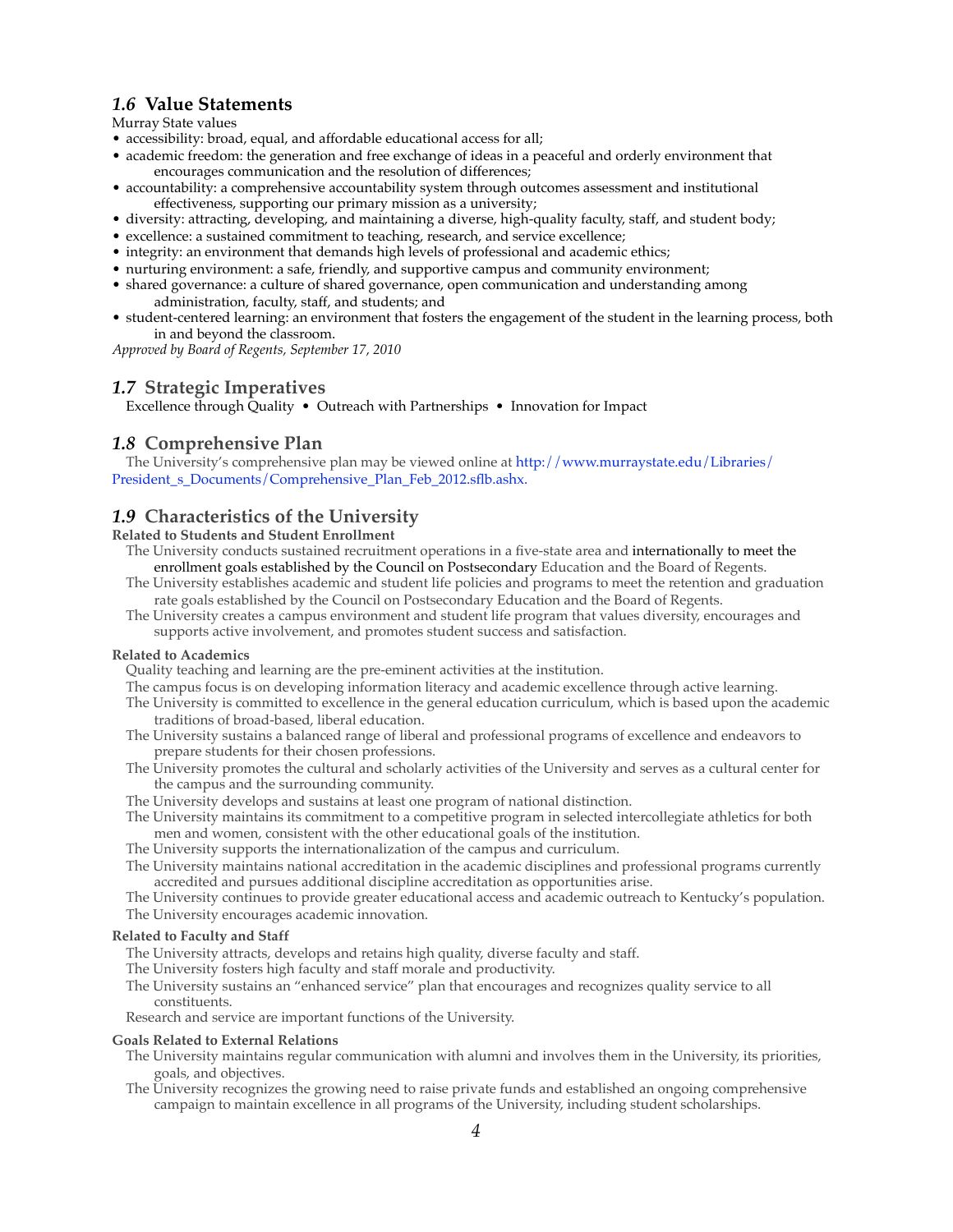## *1.6* Value Statements

Murray State values

- accessibility: broad, equal, and affordable educational access for all;
- academic freedom: the generation and free exchange of ideas in a peaceful and orderly environment that encourages communication and the resolution of differences;
- accountability: a comprehensive accountability system through outcomes assessment and institutional effectiveness, supporting our primary mission as a university;
- diversity: attracting, developing, and maintaining a diverse, high-quality faculty, staff, and student body;
- excellence: a sustained commitment to teaching, research, and service excellence;
- integrity: an environment that demands high levels of professional and academic ethics;
- nurturing environment: a safe, friendly, and supportive campus and community environment;
- shared governance: a culture of shared governance, open communication and understanding among administration, faculty, staff, and students; and
- student-centered learning: an environment that fosters the engagement of the student in the learning process, both in and beyond the classroom.

*Approved by Board of Regents, September 17, 2010*

## *1.7* Strategic Imperatives

Excellence through Quality • Outreach with Partnerships • Innovation for Impact

## *1.8* Comprehensive Plan

The University's comprehensive plan may be viewed online at http://www.murraystate.edu/Libraries/President_s_Documents/Comprehensive_Plan_Feb_2012.sflb.ashx.

## *1.9* Characteristics of the University

**Related to Students and Student Enrollment**

The University conducts sustained recruitment operations in a five-state area and internationally to meet the enrollment goals established by the Council on Postsecondary Education and the Board of Regents.

The University establishes academic and student life policies and programs to meet the retention and graduation rate goals established by the Council on Postsecondary Education and the Board of Regents.

The University creates a campus environment and student life program that values diversity, encourages and supports active involvement, and promotes student success and satisfaction.

**Related to Academics**

Quality teaching and learning are the pre-eminent activities at the institution.

The campus focus is on developing information literacy and academic excellence through active learning.

The University is committed to excellence in the general education curriculum, which is based upon the academic traditions of broad-based, liberal education.

The University sustains a balanced range of liberal and professional programs of excellence and endeavors to prepare students for their chosen professions.

The University promotes the cultural and scholarly activities of the University and serves as a cultural center for the campus and the surrounding community.

The University develops and sustains at least one program of national distinction.

The University maintains its commitment to a competitive program in selected intercollegiate athletics for both men and women, consistent with the other educational goals of the institution.

The University supports the internationalization of the campus and curriculum.

The University maintains national accreditation in the academic disciplines and professional programs currently accredited and pursues additional discipline accreditation as opportunities arise.

The University continues to provide greater educational access and academic outreach to Kentucky's population.

The University encourages academic innovation.

**Related to Faculty and Staff**

The University attracts, develops and retains high quality, diverse faculty and staff.

The University fosters high faculty and staff morale and productivity.

The University sustains an "enhanced service" plan that encourages and recognizes quality service to all constituents.

Research and service are important functions of the University.

**Goals Related to External Relations**

The University maintains regular communication with alumni and involves them in the University, its priorities, goals, and objectives.

The University recognizes the growing need to raise private funds and established an ongoing comprehensive campaign to maintain excellence in all programs of the University, including student scholarships.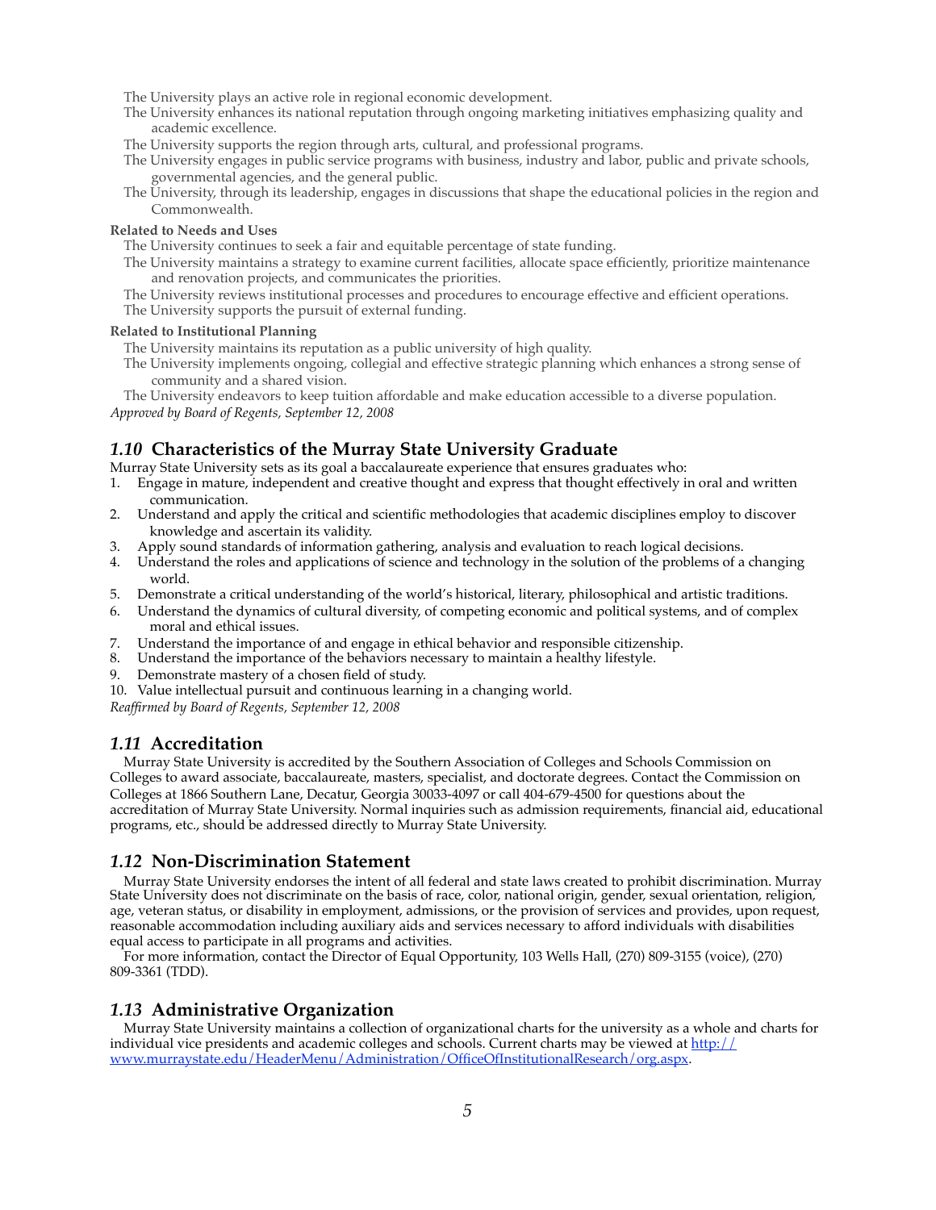The University plays an active role in regional economic development.

The University enhances its national reputation through ongoing marketing initiatives emphasizing quality and academic excellence.

The University supports the region through arts, cultural, and professional programs.

The University engages in public service programs with business, industry and labor, public and private schools, governmental agencies, and the general public.

The University, through its leadership, engages in discussions that shape the educational policies in the region and Commonwealth.

**Related to Needs and Uses**

The University continues to seek a fair and equitable percentage of state funding.

The University maintains a strategy to examine current facilities, allocate space efficiently, prioritize maintenance and renovation projects, and communicates the priorities.

The University reviews institutional processes and procedures to encourage effective and efficient operations.

The University supports the pursuit of external funding.

**Related to Institutional Planning**

The University maintains its reputation as a public university of high quality.

The University implements ongoing, collegial and effective strategic planning which enhances a strong sense of community and a shared vision.

The University endeavors to keep tuition affordable and make education accessible to a diverse population.

*Approved by Board of Regents, September 12, 2008*

## *1.10* Characteristics of the Murray State University Graduate

Murray State University sets as its goal a baccalaureate experience that ensures graduates who:

1. Engage in mature, independent and creative thought and express that thought effectively in oral and written communication.
2. Understand and apply the critical and scientific methodologies that academic disciplines employ to discover knowledge and ascertain its validity.
3. Apply sound standards of information gathering, analysis and evaluation to reach logical decisions.
4. Understand the roles and applications of science and technology in the solution of the problems of a changing world.
5. Demonstrate a critical understanding of the world's historical, literary, philosophical and artistic traditions.
6. Understand the dynamics of cultural diversity, of competing economic and political systems, and of complex moral and ethical issues.
7. Understand the importance of and engage in ethical behavior and responsible citizenship.
8. Understand the importance of the behaviors necessary to maintain a healthy lifestyle.
9. Demonstrate mastery of a chosen field of study.
10. Value intellectual pursuit and continuous learning in a changing world.

*Reaffirmed by Board of Regents, September 12, 2008*

## *1.11* Accreditation

Murray State University is accredited by the Southern Association of Colleges and Schools Commission on Colleges to award associate, baccalaureate, masters, specialist, and doctorate degrees. Contact the Commission on Colleges at 1866 Southern Lane, Decatur, Georgia 30033-4097 or call 404-679-4500 for questions about the accreditation of Murray State University. Normal inquiries such as admission requirements, financial aid, educational programs, etc., should be addressed directly to Murray State University.

## *1.12* Non-Discrimination Statement

Murray State University endorses the intent of all federal and state laws created to prohibit discrimination. Murray State University does not discriminate on the basis of race, color, national origin, gender, sexual orientation, religion, age, veteran status, or disability in employment, admissions, or the provision of services and provides, upon request, reasonable accommodation including auxiliary aids and services necessary to afford individuals with disabilities equal access to participate in all programs and activities.

For more information, contact the Director of Equal Opportunity, 103 Wells Hall, (270) 809-3155 (voice), (270) 809-3361 (TDD).

## *1.13* Administrative Organization

Murray State University maintains a collection of organizational charts for the university as a whole and charts for individual vice presidents and academic colleges and schools. Current charts may be viewed at [http://www.murraystate.edu/HeaderMenu/Administration/OfficeOfInstitutionalResearch/org.aspx](http://www.murraystate.edu/HeaderMenu/Administration/OfficeOfInstitutionalResearch/org.aspx).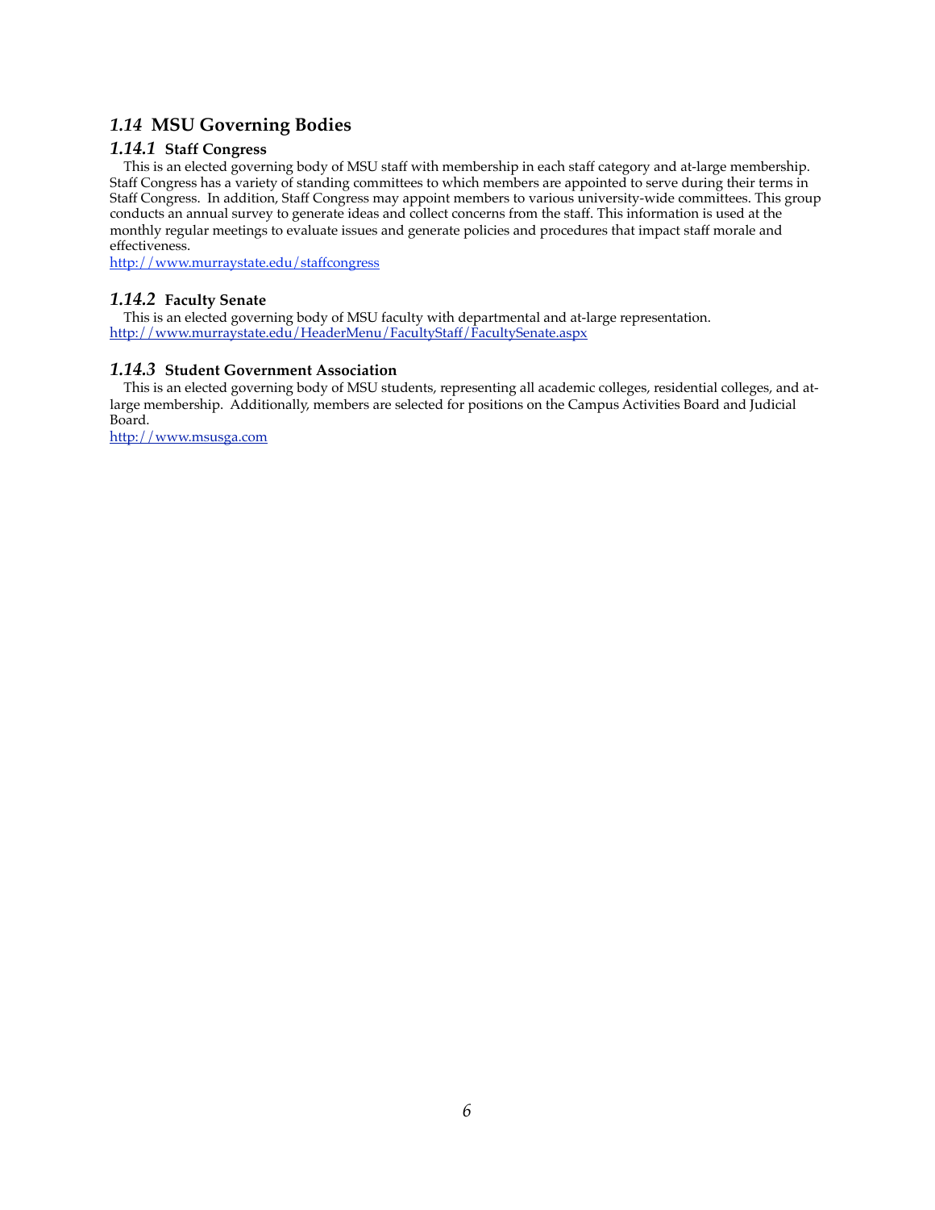## *1.14* MSU Governing Bodies

### *1.14.1* Staff Congress

This is an elected governing body of MSU staff with membership in each staff category and at-large membership. Staff Congress has a variety of standing committees to which members are appointed to serve during their terms in Staff Congress. In addition, Staff Congress may appoint members to various university-wide committees. This group conducts an annual survey to generate ideas and collect concerns from the staff. This information is used at the monthly regular meetings to evaluate issues and generate policies and procedures that impact staff morale and effectiveness.
http://www.murraystate.edu/staffcongress

### *1.14.2* Faculty Senate

This is an elected governing body of MSU faculty with departmental and at-large representation.
http://www.murraystate.edu/HeaderMenu/FacultyStaff/FacultySenate.aspx

### *1.14.3* Student Government Association

This is an elected governing body of MSU students, representing all academic colleges, residential colleges, and at-large membership. Additionally, members are selected for positions on the Campus Activities Board and Judicial Board.
http://www.msusga.com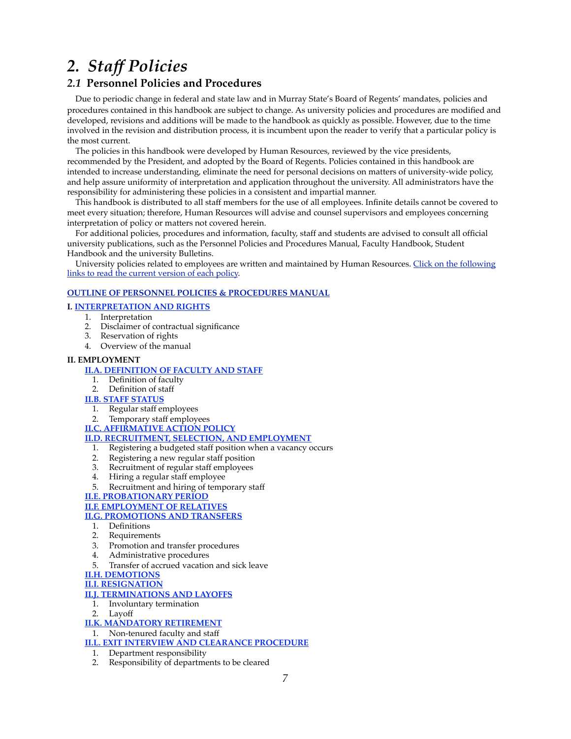# 2. *Staff Policies*

## *2.1* Personnel Policies and Procedures

Due to periodic change in federal and state law and in Murray State's Board of Regents' mandates, policies and procedures contained in this handbook are subject to change. As university policies and procedures are modified and developed, revisions and additions will be made to the handbook as quickly as possible. However, due to the time involved in the revision and distribution process, it is incumbent upon the reader to verify that a particular policy is the most current.

The policies in this handbook were developed by Human Resources, reviewed by the vice presidents, recommended by the President, and adopted by the Board of Regents. Policies contained in this handbook are intended to increase understanding, eliminate the need for personal decisions on matters of university-wide policy, and help assure uniformity of interpretation and application throughout the university. All administrators have the responsibility for administering these policies in a consistent and impartial manner.

This handbook is distributed to all staff members for the use of all employees. Infinite details cannot be covered to meet every situation; therefore, Human Resources will advise and counsel supervisors and employees concerning interpretation of policy or matters not covered herein.

For additional policies, procedures and information, faculty, staff and students are advised to consult all official university publications, such as the Personnel Policies and Procedures Manual, Faculty Handbook, Student Handbook and the university Bulletins.

University policies related to employees are written and maintained by Human Resources. Click on the following links to read the current version of each policy.

**OUTLINE OF PERSONNEL POLICIES & PROCEDURES MANUAL**

**I. INTERPRETATION AND RIGHTS**

1. Interpretation
2. Disclaimer of contractual significance
3. Reservation of rights
4. Overview of the manual

**II. EMPLOYMENT**

**II.A. DEFINITION OF FACULTY AND STAFF**

1. Definition of faculty
2. Definition of staff

**II.B. STAFF STATUS**

1. Regular staff employees
2. Temporary staff employees

**II.C. AFFIRMATIVE ACTION POLICY**

**II.D. RECRUITMENT, SELECTION, AND EMPLOYMENT**

1. Registering a budgeted staff position when a vacancy occurs
2. Registering a new regular staff position
3. Recruitment of regular staff employees
4. Hiring a regular staff employee
5. Recruitment and hiring of temporary staff

**II.E. PROBATIONARY PERIOD**

**II.F. EMPLOYMENT OF RELATIVES**

**II.G. PROMOTIONS AND TRANSFERS**

1. Definitions
2. Requirements
3. Promotion and transfer procedures
4. Administrative procedures
5. Transfer of accrued vacation and sick leave

**II.H. DEMOTIONS**

**II.I. RESIGNATION**

**II.J. TERMINATIONS AND LAYOFFS**

1. Involuntary termination
2. Layoff

**II.K. MANDATORY RETIREMENT**

1. Non-tenured faculty and staff

**II.L. EXIT INTERVIEW AND CLEARANCE PROCEDURE**

1. Department responsibility
2. Responsibility of departments to be cleared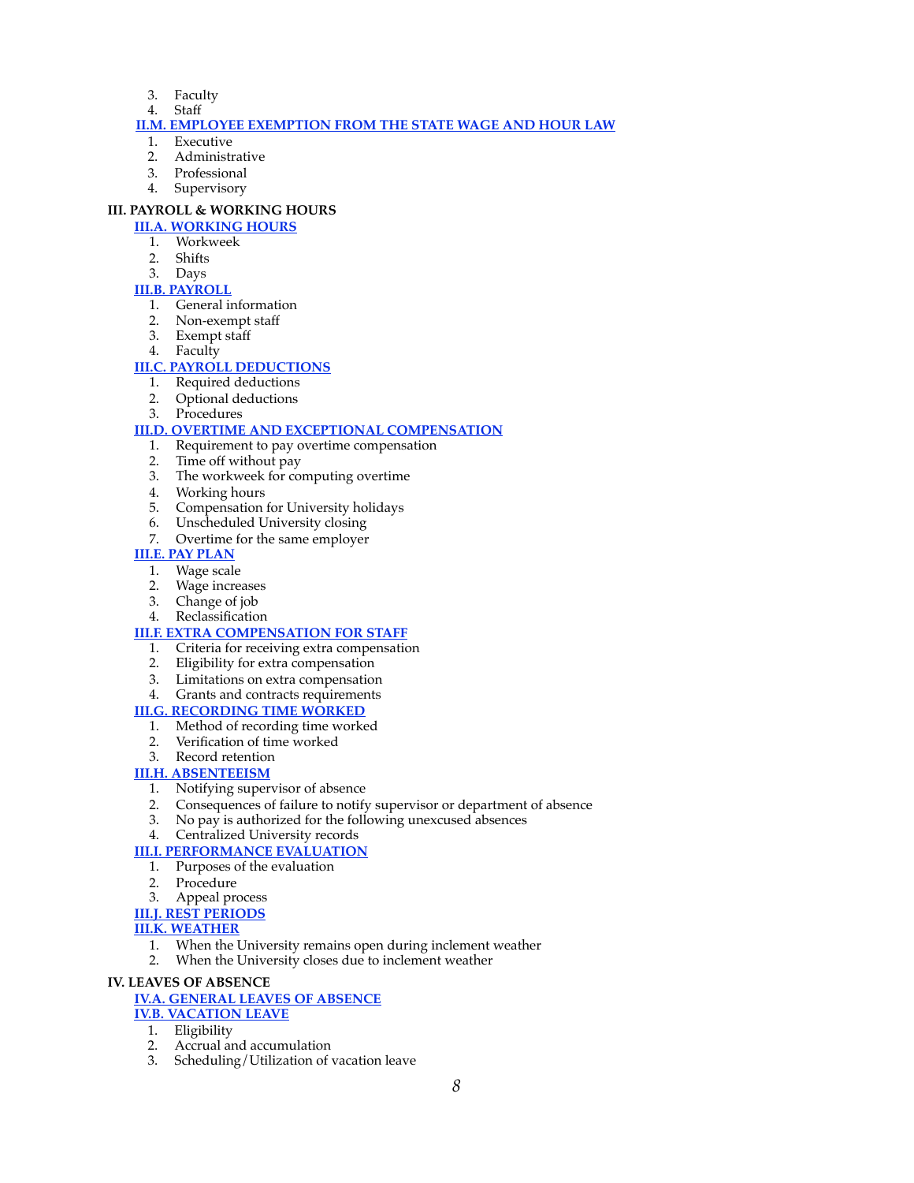3. Faculty
4. Staff

**II.M. EMPLOYEE EXEMPTION FROM THE STATE WAGE AND HOUR LAW**

1. Executive
2. Administrative
3. Professional
4. Supervisory

**III. PAYROLL & WORKING HOURS**

**III.A. WORKING HOURS**

1. Workweek
2. Shifts
3. Days

**III.B. PAYROLL**

1. General information
2. Non-exempt staff
3. Exempt staff
4. Faculty

**III.C. PAYROLL DEDUCTIONS**

1. Required deductions
2. Optional deductions
3. Procedures

**III.D. OVERTIME AND EXCEPTIONAL COMPENSATION**

1. Requirement to pay overtime compensation
2. Time off without pay
3. The workweek for computing overtime
4. Working hours
5. Compensation for University holidays
6. Unscheduled University closing
7. Overtime for the same employer

**III.E. PAY PLAN**

1. Wage scale
2. Wage increases
3. Change of job
4. Reclassification

**III.F. EXTRA COMPENSATION FOR STAFF**

1. Criteria for receiving extra compensation
2. Eligibility for extra compensation
3. Limitations on extra compensation
4. Grants and contracts requirements

**III.G. RECORDING TIME WORKED**

1. Method of recording time worked
2. Verification of time worked
3. Record retention

**III.H. ABSENTEEISM**

1. Notifying supervisor of absence
2. Consequences of failure to notify supervisor or department of absence
3. No pay is authorized for the following unexcused absences
4. Centralized University records

**III.I. PERFORMANCE EVALUATION**

1. Purposes of the evaluation
2. Procedure
3. Appeal process

**III.J. REST PERIODS**

**III.K. WEATHER**

1. When the University remains open during inclement weather
2. When the University closes due to inclement weather

**IV. LEAVES OF ABSENCE**

**IV.A. GENERAL LEAVES OF ABSENCE**

**IV.B. VACATION LEAVE**

1. Eligibility
2. Accrual and accumulation
3. Scheduling/Utilization of vacation leave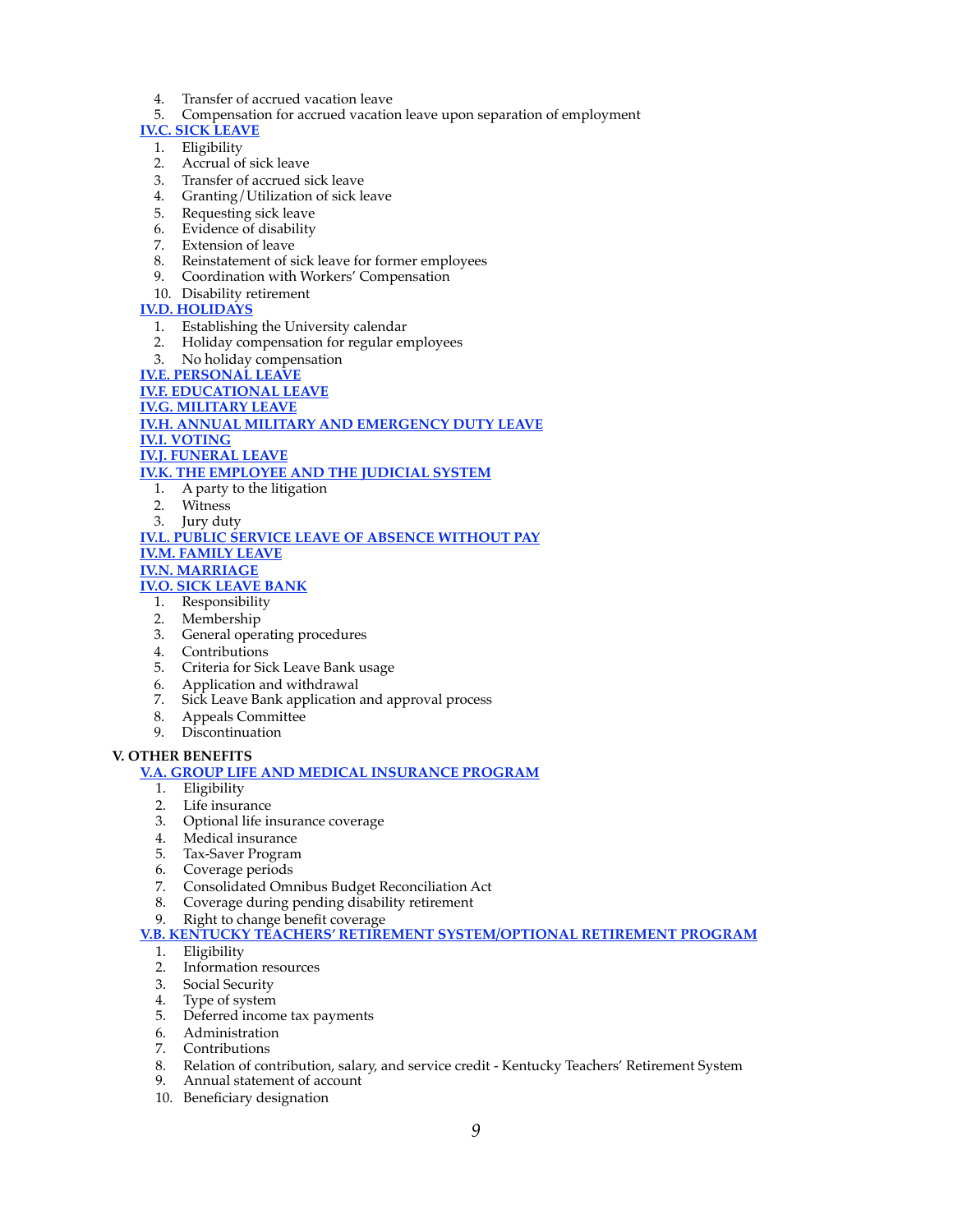4. Transfer of accrued vacation leave
5. Compensation for accrued vacation leave upon separation of employment

**IV.C. SICK LEAVE**

1. Eligibility
2. Accrual of sick leave
3. Transfer of accrued sick leave
4. Granting/Utilization of sick leave
5. Requesting sick leave
6. Evidence of disability
7. Extension of leave
8. Reinstatement of sick leave for former employees
9. Coordination with Workers' Compensation
10. Disability retirement

**IV.D. HOLIDAYS**

1. Establishing the University calendar
2. Holiday compensation for regular employees
3. No holiday compensation

**IV.E. PERSONAL LEAVE**

**IV.F. EDUCATIONAL LEAVE**

**IV.G. MILITARY LEAVE**

**IV.H. ANNUAL MILITARY AND EMERGENCY DUTY LEAVE**

**IV.I. VOTING**

**IV.J. FUNERAL LEAVE**

**IV.K. THE EMPLOYEE AND THE JUDICIAL SYSTEM**

1. A party to the litigation
2. Witness
3. Jury duty

**IV.L. PUBLIC SERVICE LEAVE OF ABSENCE WITHOUT PAY**

**IV.M. FAMILY LEAVE**

**IV.N. MARRIAGE**

**IV.O. SICK LEAVE BANK**

1. Responsibility
2. Membership
3. General operating procedures
4. Contributions
5. Criteria for Sick Leave Bank usage
6. Application and withdrawal
7. Sick Leave Bank application and approval process
8. Appeals Committee
9. Discontinuation

## V. OTHER BENEFITS

**V.A. GROUP LIFE AND MEDICAL INSURANCE PROGRAM**

1. Eligibility
2. Life insurance
3. Optional life insurance coverage
4. Medical insurance
5. Tax-Saver Program
6. Coverage periods
7. Consolidated Omnibus Budget Reconciliation Act
8. Coverage during pending disability retirement
9. Right to change benefit coverage

**V.B. KENTUCKY TEACHERS' RETIREMENT SYSTEM/OPTIONAL RETIREMENT PROGRAM**

1. Eligibility
2. Information resources
3. Social Security
4. Type of system
5. Deferred income tax payments
6. Administration
7. Contributions
8. Relation of contribution, salary, and service credit - Kentucky Teachers' Retirement System
9. Annual statement of account
10. Beneficiary designation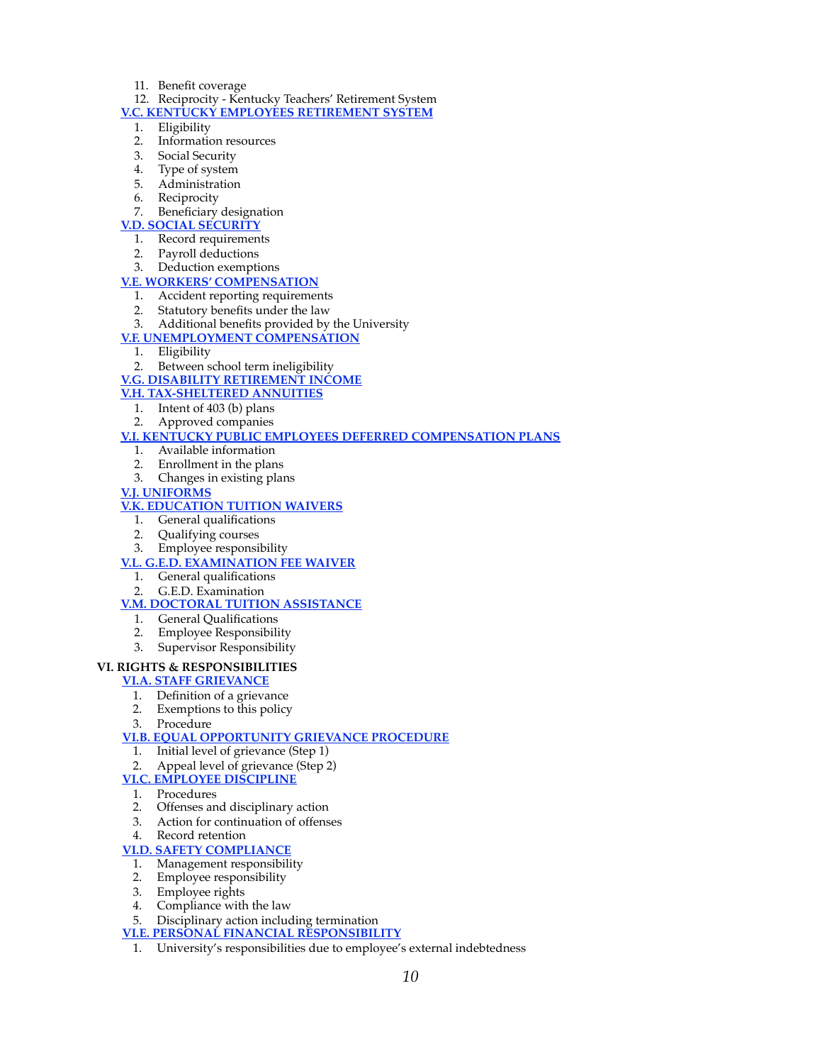11. Benefit coverage
12. Reciprocity - Kentucky Teachers' Retirement System

**V.C. KENTUCKY EMPLOYEES RETIREMENT SYSTEM**

1. Eligibility
2. Information resources
3. Social Security
4. Type of system
5. Administration
6. Reciprocity
7. Beneficiary designation

**V.D. SOCIAL SECURITY**

1. Record requirements
2. Payroll deductions
3. Deduction exemptions

**V.E. WORKERS' COMPENSATION**

1. Accident reporting requirements
2. Statutory benefits under the law
3. Additional benefits provided by the University

**V.F. UNEMPLOYMENT COMPENSATION**

1. Eligibility
2. Between school term ineligibility

**V.G. DISABILITY RETIREMENT INCOME**

**V.H. TAX-SHELTERED ANNUITIES**

1. Intent of 403 (b) plans
2. Approved companies

**V.I. KENTUCKY PUBLIC EMPLOYEES DEFERRED COMPENSATION PLANS**

1. Available information
2. Enrollment in the plans
3. Changes in existing plans

**V.J. UNIFORMS**

**V.K. EDUCATION TUITION WAIVERS**

1. General qualifications
2. Qualifying courses
3. Employee responsibility

**V.L. G.E.D. EXAMINATION FEE WAIVER**

1. General qualifications
2. G.E.D. Examination

**V.M. DOCTORAL TUITION ASSISTANCE**

1. General Qualifications
2. Employee Responsibility
3. Supervisor Responsibility

## VI. RIGHTS & RESPONSIBILITIES

**VI.A. STAFF GRIEVANCE**

1. Definition of a grievance
2. Exemptions to this policy
3. Procedure

**VI.B. EQUAL OPPORTUNITY GRIEVANCE PROCEDURE**

1. Initial level of grievance (Step 1)
2. Appeal level of grievance (Step 2)

**VI.C. EMPLOYEE DISCIPLINE**

1. Procedures
2. Offenses and disciplinary action
3. Action for continuation of offenses
4. Record retention

**VI.D. SAFETY COMPLIANCE**

1. Management responsibility
2. Employee responsibility
3. Employee rights
4. Compliance with the law
5. Disciplinary action including termination

**VI.E. PERSONAL FINANCIAL RESPONSIBILITY**

1. University's responsibilities due to employee's external indebtedness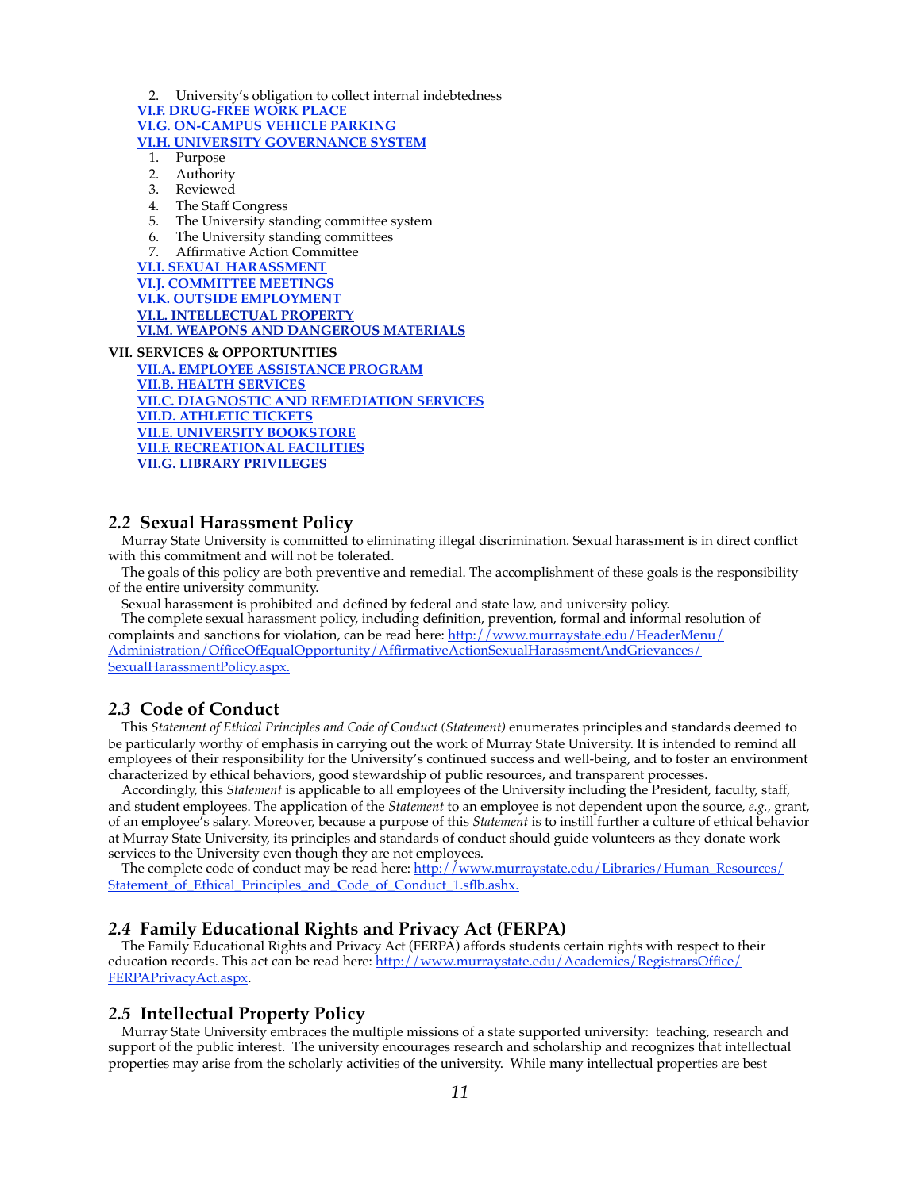2. University's obligation to collect internal indebtedness

[VI.F. DRUG-FREE WORK PLACE]

[VI.G. ON-CAMPUS VEHICLE PARKING]

[VI.H. UNIVERSITY GOVERNANCE SYSTEM]

1. Purpose
2. Authority
3. Reviewed
4. The Staff Congress
5. The University standing committee system
6. The University standing committees
7. Affirmative Action Committee

[VI.I. SEXUAL HARASSMENT]

[VI.J. COMMITTEE MEETINGS]

[VI.K. OUTSIDE EMPLOYMENT]

[VI.L. INTELLECTUAL PROPERTY]

[VI.M. WEAPONS AND DANGEROUS MATERIALS]

**VII. SERVICES & OPPORTUNITIES**

[VII.A. EMPLOYEE ASSISTANCE PROGRAM]

[VII.B. HEALTH SERVICES]

[VII.C. DIAGNOSTIC AND REMEDIATION SERVICES]

[VII.D. ATHLETIC TICKETS]

[VII.E. UNIVERSITY BOOKSTORE]

[VII.F. RECREATIONAL FACILITIES]

[VII.G. LIBRARY PRIVILEGES]

## *2.2* Sexual Harassment Policy

Murray State University is committed to eliminating illegal discrimination. Sexual harassment is in direct conflict with this commitment and will not be tolerated.

The goals of this policy are both preventive and remedial. The accomplishment of these goals is the responsibility of the entire university community.

Sexual harassment is prohibited and defined by federal and state law, and university policy.

The complete sexual harassment policy, including definition, prevention, formal and informal resolution of complaints and sanctions for violation, can be read here: http://www.murraystate.edu/HeaderMenu/Administration/OfficeOfEqualOpportunity/AffirmativeActionSexualHarassmentAndGrievances/SexualHarassmentPolicy.aspx.

## *2.3* Code of Conduct

This *Statement of Ethical Principles and Code of Conduct (Statement)* enumerates principles and standards deemed to be particularly worthy of emphasis in carrying out the work of Murray State University. It is intended to remind all employees of their responsibility for the University's continued success and well-being, and to foster an environment characterized by ethical behaviors, good stewardship of public resources, and transparent processes.

Accordingly, this *Statement* is applicable to all employees of the University including the President, faculty, staff, and student employees. The application of the *Statement* to an employee is not dependent upon the source, *e.g.*, grant, of an employee's salary. Moreover, because a purpose of this *Statement* is to instill further a culture of ethical behavior at Murray State University, its principles and standards of conduct should guide volunteers as they donate work services to the University even though they are not employees.

The complete code of conduct may be read here: http://www.murraystate.edu/Libraries/Human_Resources/Statement_of_Ethical_Principles_and_Code_of_Conduct_1.sflb.ashx.

## *2.4* Family Educational Rights and Privacy Act (FERPA)

The Family Educational Rights and Privacy Act (FERPA) affords students certain rights with respect to their education records. This act can be read here: http://www.murraystate.edu/Academics/RegistrarsOffice/FERPAPrivacyAct.aspx.

## *2.5* Intellectual Property Policy

Murray State University embraces the multiple missions of a state supported university: teaching, research and support of the public interest. The university encourages research and scholarship and recognizes that intellectual properties may arise from the scholarly activities of the university. While many intellectual properties are best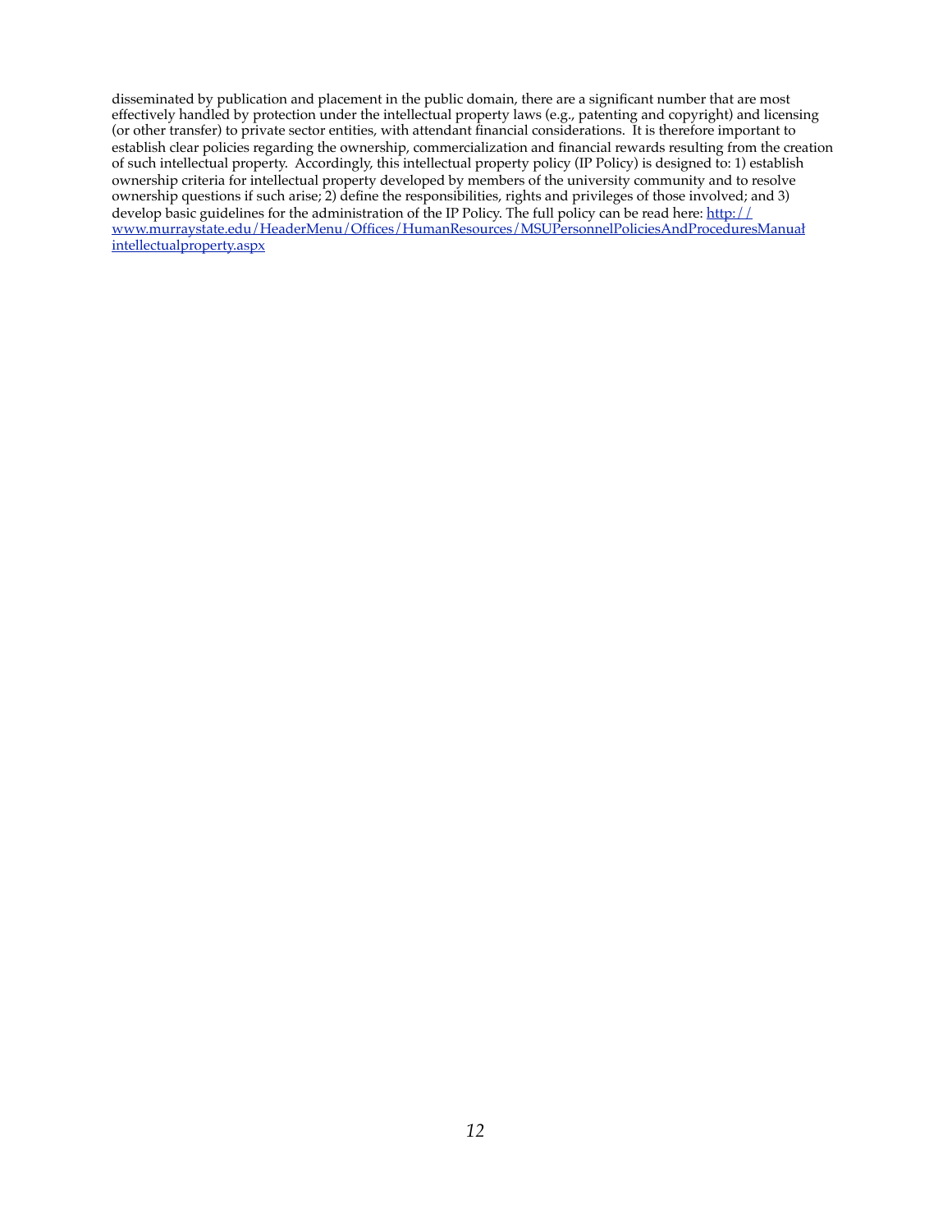disseminated by publication and placement in the public domain, there are a significant number that are most effectively handled by protection under the intellectual property laws (e.g., patenting and copyright) and licensing (or other transfer) to private sector entities, with attendant financial considerations. It is therefore important to establish clear policies regarding the ownership, commercialization and financial rewards resulting from the creation of such intellectual property. Accordingly, this intellectual property policy (IP Policy) is designed to: 1) establish ownership criteria for intellectual property developed by members of the university community and to resolve ownership questions if such arise; 2) define the responsibilities, rights and privileges of those involved; and 3) develop basic guidelines for the administration of the IP Policy. The full policy can be read here: [http://www.murraystate.edu/HeaderMenu/Offices/HumanResources/MSUPersonnelPoliciesAndProceduresManual/intellectualproperty.aspx](http://www.murraystate.edu/HeaderMenu/Offices/HumanResources/MSUPersonnelPoliciesAndProceduresManual/intellectualproperty.aspx)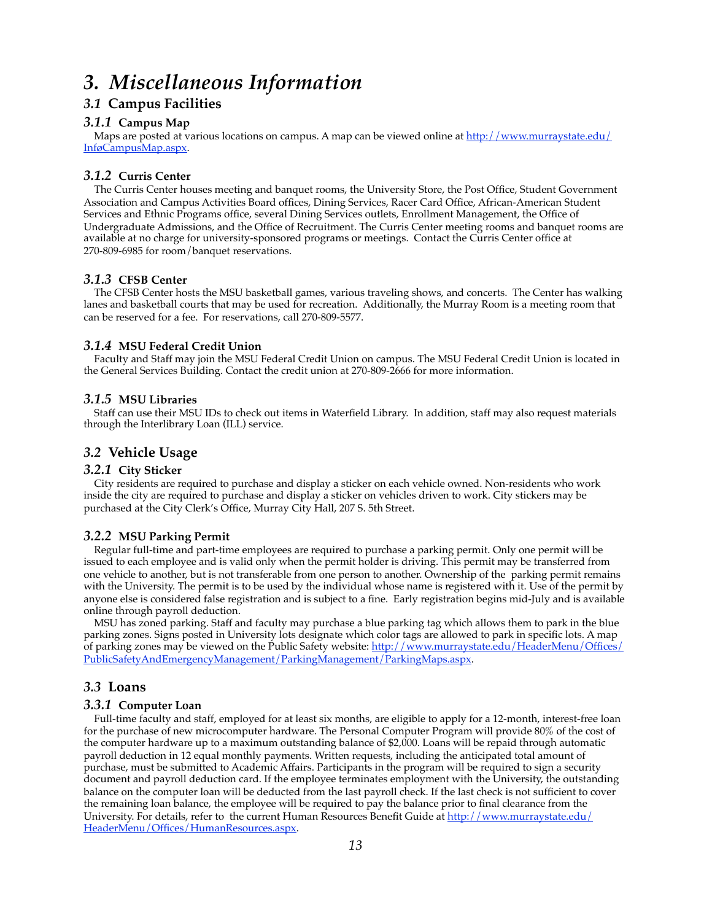# 3. Miscellaneous Information

## 3.1 Campus Facilities

### 3.1.1 Campus Map

Maps are posted at various locations on campus. A map can be viewed online at [http://www.murraystate.edu/InfoCampusMap.aspx](http://www.murraystate.edu/InfoCampusMap.aspx).

### 3.1.2 Curris Center

The Curris Center houses meeting and banquet rooms, the University Store, the Post Office, Student Government Association and Campus Activities Board offices, Dining Services, Racer Card Office, African-American Student Services and Ethnic Programs office, several Dining Services outlets, Enrollment Management, the Office of Undergraduate Admissions, and the Office of Recruitment. The Curris Center meeting rooms and banquet rooms are available at no charge for university-sponsored programs or meetings. Contact the Curris Center office at 270-809-6985 for room/banquet reservations.

### 3.1.3 CFSB Center

The CFSB Center hosts the MSU basketball games, various traveling shows, and concerts. The Center has walking lanes and basketball courts that may be used for recreation. Additionally, the Murray Room is a meeting room that can be reserved for a fee. For reservations, call 270-809-5577.

### 3.1.4 MSU Federal Credit Union

Faculty and Staff may join the MSU Federal Credit Union on campus. The MSU Federal Credit Union is located in the General Services Building. Contact the credit union at 270-809-2666 for more information.

### 3.1.5 MSU Libraries

Staff can use their MSU IDs to check out items in Waterfield Library. In addition, staff may also request materials through the Interlibrary Loan (ILL) service.

## 3.2 Vehicle Usage

### 3.2.1 City Sticker

City residents are required to purchase and display a sticker on each vehicle owned. Non-residents who work inside the city are required to purchase and display a sticker on vehicles driven to work. City stickers may be purchased at the City Clerk's Office, Murray City Hall, 207 S. 5th Street.

### 3.2.2 MSU Parking Permit

Regular full-time and part-time employees are required to purchase a parking permit. Only one permit will be issued to each employee and is valid only when the permit holder is driving. This permit may be transferred from one vehicle to another, but is not transferable from one person to another. Ownership of the parking permit remains with the University. The permit is to be used by the individual whose name is registered with it. Use of the permit by anyone else is considered false registration and is subject to a fine. Early registration begins mid-July and is available online through payroll deduction.

MSU has zoned parking. Staff and faculty may purchase a blue parking tag which allows them to park in the blue parking zones. Signs posted in University lots designate which color tags are allowed to park in specific lots. A map of parking zones may be viewed on the Public Safety website: [http://www.murraystate.edu/HeaderMenu/Offices/PublicSafetyAndEmergencyManagement/ParkingManagement/ParkingMaps.aspx](http://www.murraystate.edu/HeaderMenu/Offices/PublicSafetyAndEmergencyManagement/ParkingManagement/ParkingMaps.aspx).

## 3.3 Loans

### 3.3.1 Computer Loan

Full-time faculty and staff, employed for at least six months, are eligible to apply for a 12-month, interest-free loan for the purchase of new microcomputer hardware. The Personal Computer Program will provide 80% of the cost of the computer hardware up to a maximum outstanding balance of $2,000. Loans will be repaid through automatic payroll deduction in 12 equal monthly payments. Written requests, including the anticipated total amount of purchase, must be submitted to Academic Affairs. Participants in the program will be required to sign a security document and payroll deduction card. If the employee terminates employment with the University, the outstanding balance on the computer loan will be deducted from the last payroll check. If the last check is not sufficient to cover the remaining loan balance, the employee will be required to pay the balance prior to final clearance from the University. For details, refer to the current Human Resources Benefit Guide at [http://www.murraystate.edu/HeaderMenu/Offices/HumanResources.aspx](http://www.murraystate.edu/HeaderMenu/Offices/HumanResources.aspx).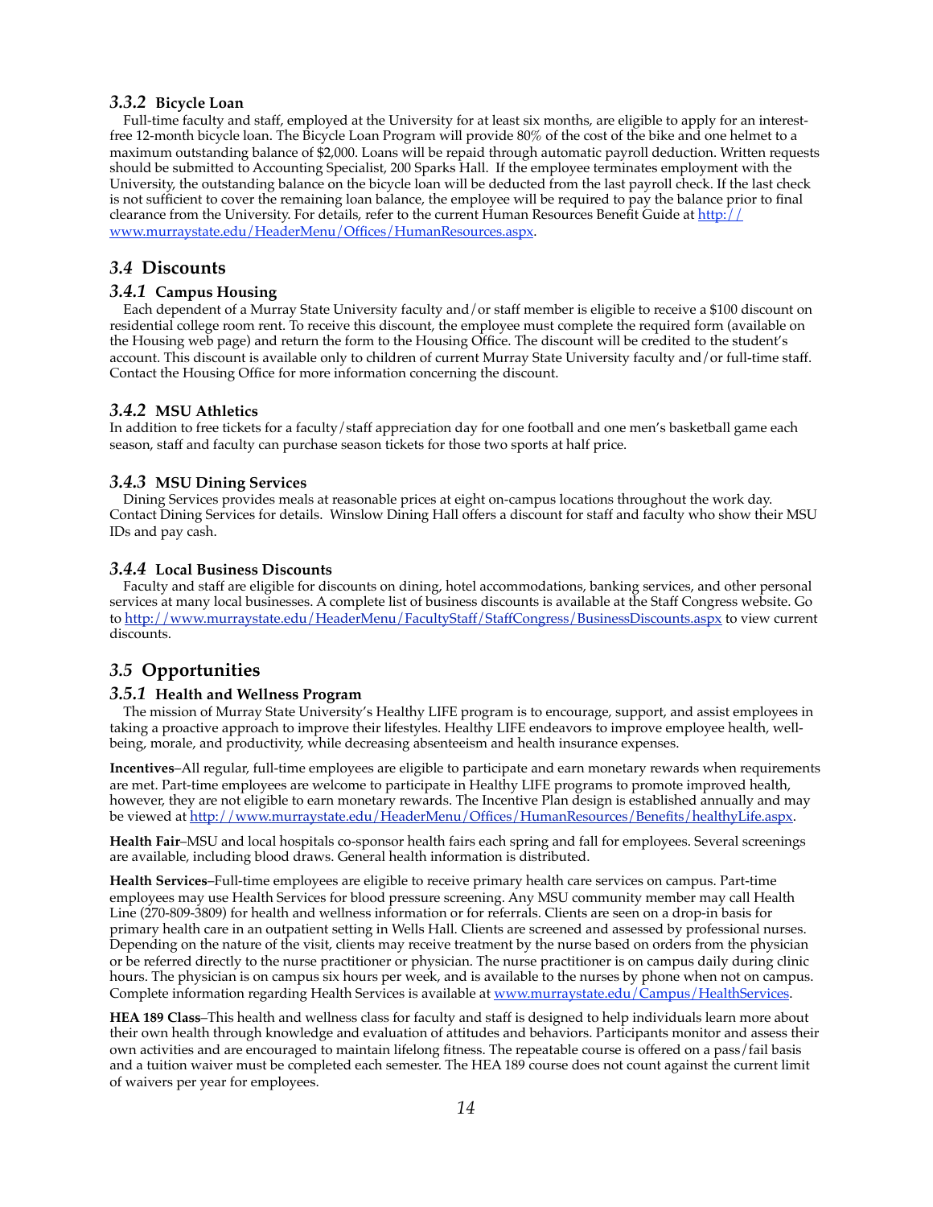### *3.3.2* Bicycle Loan

Full-time faculty and staff, employed at the University for at least six months, are eligible to apply for an interest-free 12-month bicycle loan. The Bicycle Loan Program will provide 80% of the cost of the bike and one helmet to a maximum outstanding balance of $2,000. Loans will be repaid through automatic payroll deduction. Written requests should be submitted to Accounting Specialist, 200 Sparks Hall. If the employee terminates employment with the University, the outstanding balance on the bicycle loan will be deducted from the last payroll check. If the last check is not sufficient to cover the remaining loan balance, the employee will be required to pay the balance prior to final clearance from the University. For details, refer to the current Human Resources Benefit Guide at [http://www.murraystate.edu/HeaderMenu/Offices/HumanResources.aspx](http://www.murraystate.edu/HeaderMenu/Offices/HumanResources.aspx).

## *3.4* Discounts

### *3.4.1* Campus Housing

Each dependent of a Murray State University faculty and/or staff member is eligible to receive a $100 discount on residential college room rent. To receive this discount, the employee must complete the required form (available on the Housing web page) and return the form to the Housing Office. The discount will be credited to the student's account. This discount is available only to children of current Murray State University faculty and/or full-time staff. Contact the Housing Office for more information concerning the discount.

### *3.4.2* MSU Athletics

In addition to free tickets for a faculty/staff appreciation day for one football and one men's basketball game each season, staff and faculty can purchase season tickets for those two sports at half price.

### *3.4.3* MSU Dining Services

Dining Services provides meals at reasonable prices at eight on-campus locations throughout the work day. Contact Dining Services for details. Winslow Dining Hall offers a discount for staff and faculty who show their MSU IDs and pay cash.

### *3.4.4* Local Business Discounts

Faculty and staff are eligible for discounts on dining, hotel accommodations, banking services, and other personal services at many local businesses. A complete list of business discounts is available at the Staff Congress website. Go to [http://www.murraystate.edu/HeaderMenu/FacultyStaff/StaffCongress/BusinessDiscounts.aspx](http://www.murraystate.edu/HeaderMenu/FacultyStaff/StaffCongress/BusinessDiscounts.aspx) to view current discounts.

## *3.5* Opportunities

### *3.5.1* Health and Wellness Program

The mission of Murray State University's Healthy LIFE program is to encourage, support, and assist employees in taking a proactive approach to improve their lifestyles. Healthy LIFE endeavors to improve employee health, well-being, morale, and productivity, while decreasing absenteeism and health insurance expenses.

**Incentives**–All regular, full-time employees are eligible to participate and earn monetary rewards when requirements are met. Part-time employees are welcome to participate in Healthy LIFE programs to promote improved health, however, they are not eligible to earn monetary rewards. The Incentive Plan design is established annually and may be viewed at [http://www.murraystate.edu/HeaderMenu/Offices/HumanResources/Benefits/healthyLife.aspx](http://www.murraystate.edu/HeaderMenu/Offices/HumanResources/Benefits/healthyLife.aspx).

**Health Fair**–MSU and local hospitals co-sponsor health fairs each spring and fall for employees. Several screenings are available, including blood draws. General health information is distributed.

**Health Services**–Full-time employees are eligible to receive primary health care services on campus. Part-time employees may use Health Services for blood pressure screening. Any MSU community member may call Health Line (270-809-3809) for health and wellness information or for referrals. Clients are seen on a drop-in basis for primary health care in an outpatient setting in Wells Hall. Clients are screened and assessed by professional nurses. Depending on the nature of the visit, clients may receive treatment by the nurse based on orders from the physician or be referred directly to the nurse practitioner or physician. The nurse practitioner is on campus daily during clinic hours. The physician is on campus six hours per week, and is available to the nurses by phone when not on campus. Complete information regarding Health Services is available at [www.murraystate.edu/Campus/HealthServices](www.murraystate.edu/Campus/HealthServices).

**HEA 189 Class**–This health and wellness class for faculty and staff is designed to help individuals learn more about their own health through knowledge and evaluation of attitudes and behaviors. Participants monitor and assess their own activities and are encouraged to maintain lifelong fitness. The repeatable course is offered on a pass/fail basis and a tuition waiver must be completed each semester. The HEA 189 course does not count against the current limit of waivers per year for employees.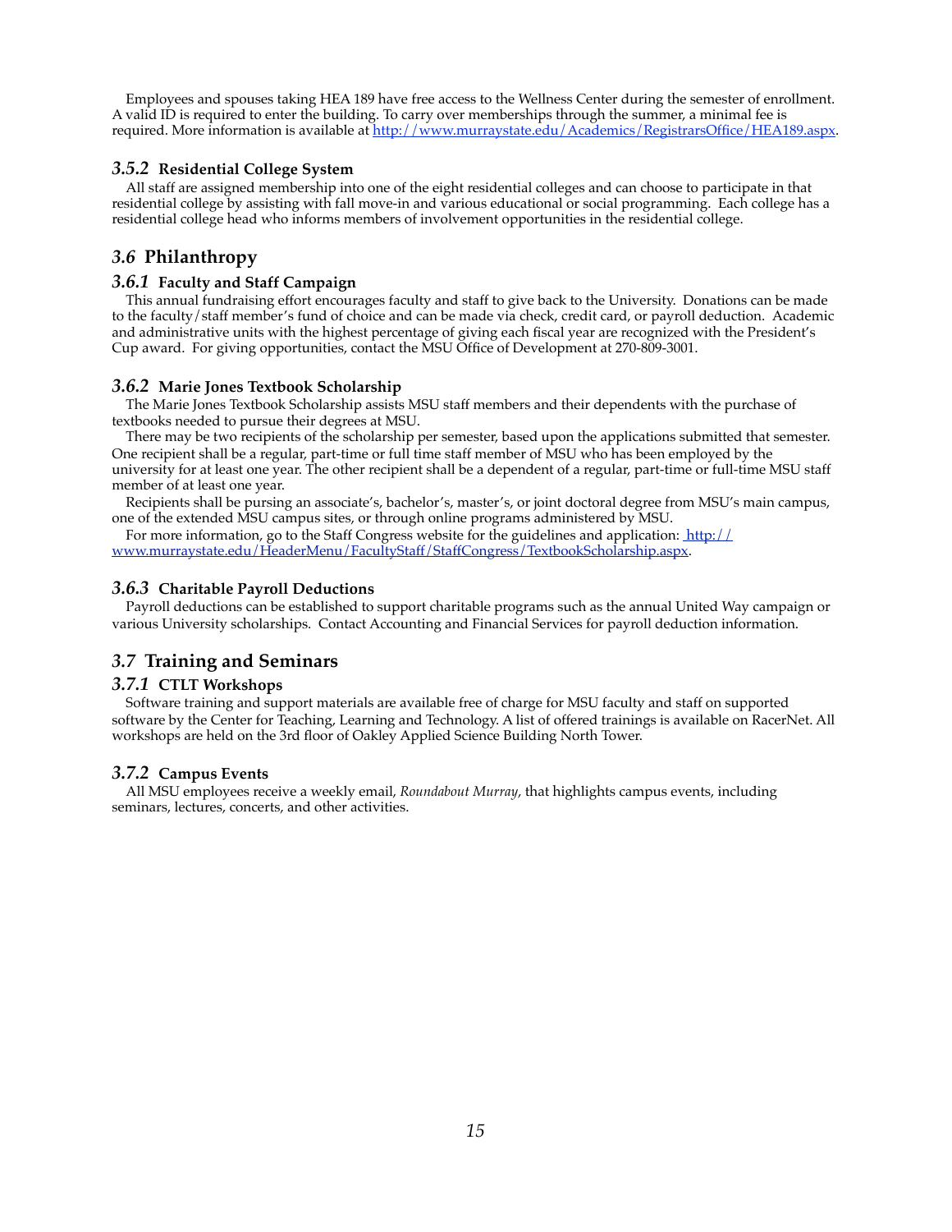Employees and spouses taking HEA 189 have free access to the Wellness Center during the semester of enrollment. A valid ID is required to enter the building. To carry over memberships through the summer, a minimal fee is required. More information is available at http://www.murraystate.edu/Academics/RegistrarsOffice/HEA189.aspx.

### *3.5.2* Residential College System

All staff are assigned membership into one of the eight residential colleges and can choose to participate in that residential college by assisting with fall move-in and various educational or social programming. Each college has a residential college head who informs members of involvement opportunities in the residential college.

## *3.6* Philanthropy

### *3.6.1* Faculty and Staff Campaign

This annual fundraising effort encourages faculty and staff to give back to the University. Donations can be made to the faculty/staff member's fund of choice and can be made via check, credit card, or payroll deduction. Academic and administrative units with the highest percentage of giving each fiscal year are recognized with the President's Cup award. For giving opportunities, contact the MSU Office of Development at 270-809-3001.

### *3.6.2* Marie Jones Textbook Scholarship

The Marie Jones Textbook Scholarship assists MSU staff members and their dependents with the purchase of textbooks needed to pursue their degrees at MSU.

There may be two recipients of the scholarship per semester, based upon the applications submitted that semester. One recipient shall be a regular, part-time or full time staff member of MSU who has been employed by the university for at least one year. The other recipient shall be a dependent of a regular, part-time or full-time MSU staff member of at least one year.

Recipients shall be pursing an associate's, bachelor's, master's, or joint doctoral degree from MSU's main campus, one of the extended MSU campus sites, or through online programs administered by MSU.

For more information, go to the Staff Congress website for the guidelines and application: http://www.murraystate.edu/HeaderMenu/FacultyStaff/StaffCongress/TextbookScholarship.aspx.

### *3.6.3* Charitable Payroll Deductions

Payroll deductions can be established to support charitable programs such as the annual United Way campaign or various University scholarships. Contact Accounting and Financial Services for payroll deduction information.

## *3.7* Training and Seminars

### *3.7.1* CTLT Workshops

Software training and support materials are available free of charge for MSU faculty and staff on supported software by the Center for Teaching, Learning and Technology. A list of offered trainings is available on RacerNet. All workshops are held on the 3rd floor of Oakley Applied Science Building North Tower.

### *3.7.2* Campus Events

All MSU employees receive a weekly email, *Roundabout Murray*, that highlights campus events, including seminars, lectures, concerts, and other activities.